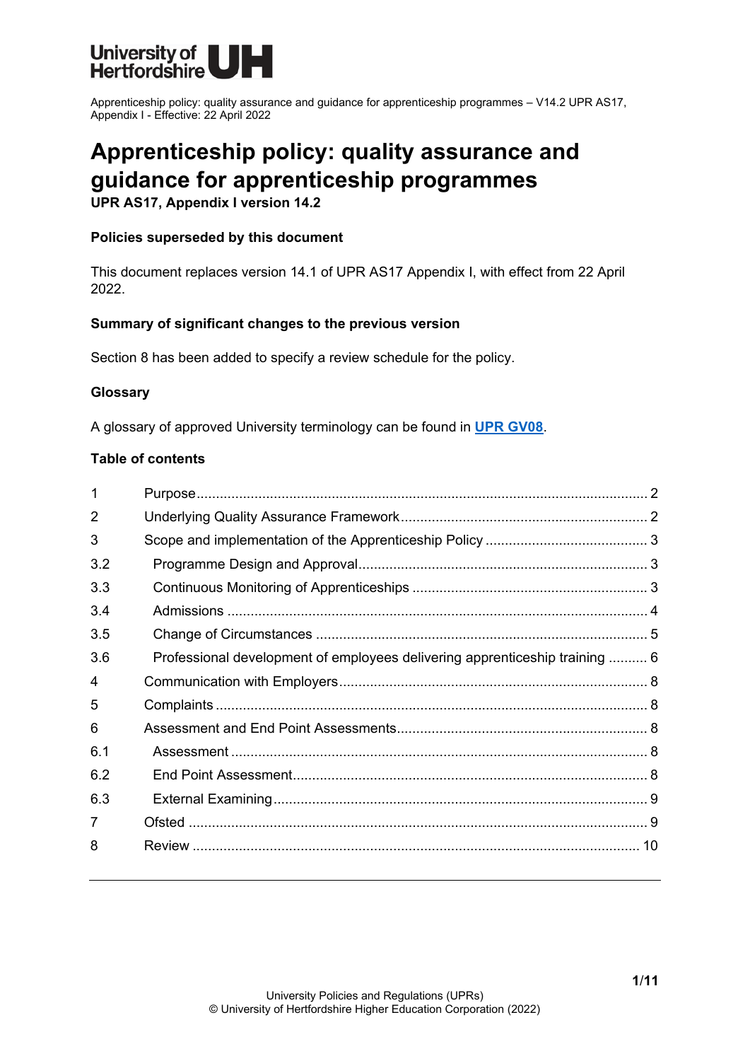University of Hertfordshire UH

Apprenticeship policy: quality assurance and guidance for apprenticeship programmes – V14.2 UPR AS17, Appendix I - Effective: 22 April 2022

# Apprenticeship policy: quality assurance and guidance for apprenticeship programmes

**UPR AS17, Appendix I version 14.2**

### Policies superseded by this document

This document replaces version 14.1 of UPR AS17 Appendix I, with effect from 22 April 2022.

### Summary of significant changes to the previous version

Section 8 has been added to specify a review schedule for the policy.

### Glossary

A glossary of approved University terminology can be found in **UPR GV08**.

### Table of contents

| | | |
|---|---|---|
| 1 | Purpose | 2 |
| 2 | Underlying Quality Assurance Framework | 2 |
| 3 | Scope and implementation of the Apprenticeship Policy | 3 |
| 3.2 | Programme Design and Approval | 3 |
| 3.3 | Continuous Monitoring of Apprenticeships | 3 |
| 3.4 | Admissions | 4 |
| 3.5 | Change of Circumstances | 5 |
| 3.6 | Professional development of employees delivering apprenticeship training | 6 |
| 4 | Communication with Employers | 8 |
| 5 | Complaints | 8 |
| 6 | Assessment and End Point Assessments | 8 |
| 6.1 | Assessment | 8 |
| 6.2 | End Point Assessment | 8 |
| 6.3 | External Examining | 9 |
| 7 | Ofsted | 9 |
| 8 | Review | 10 |

University Policies and Regulations (UPRs)
© University of Hertfordshire Higher Education Corporation (2022)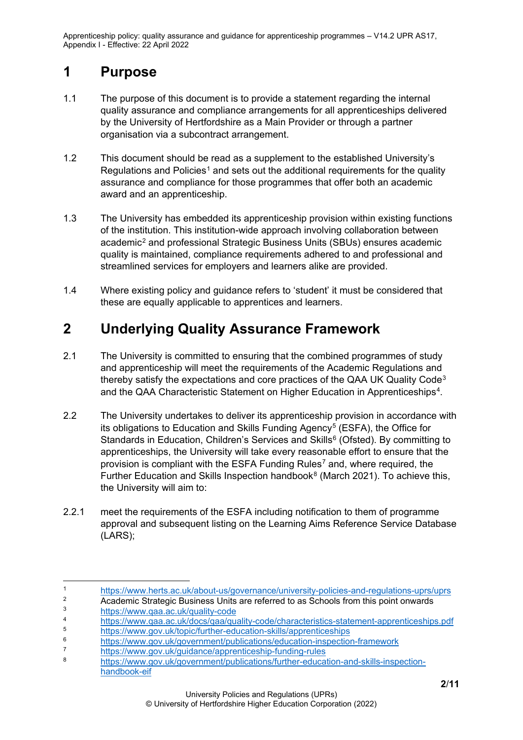# 1 Purpose

1.1 The purpose of this document is to provide a statement regarding the internal quality assurance and compliance arrangements for all apprenticeships delivered by the University of Hertfordshire as a Main Provider or through a partner organisation via a subcontract arrangement.

1.2 This document should be read as a supplement to the established University's Regulations and Policies[1] and sets out the additional requirements for the quality assurance and compliance for those programmes that offer both an academic award and an apprenticeship.

1.3 The University has embedded its apprenticeship provision within existing functions of the institution. This institution-wide approach involving collaboration between academic[2] and professional Strategic Business Units (SBUs) ensures academic quality is maintained, compliance requirements adhered to and professional and streamlined services for employers and learners alike are provided.

1.4 Where existing policy and guidance refers to 'student' it must be considered that these are equally applicable to apprentices and learners.

# 2 Underlying Quality Assurance Framework

2.1 The University is committed to ensuring that the combined programmes of study and apprenticeship will meet the requirements of the Academic Regulations and thereby satisfy the expectations and core practices of the QAA UK Quality Code[3] and the QAA Characteristic Statement on Higher Education in Apprenticeships[4].

2.2 The University undertakes to deliver its apprenticeship provision in accordance with its obligations to Education and Skills Funding Agency[5] (ESFA), the Office for Standards in Education, Children's Services and Skills[6] (Ofsted). By committing to apprenticeships, the University will take every reasonable effort to ensure that the provision is compliant with the ESFA Funding Rules[7] and, where required, the Further Education and Skills Inspection handbook[8] (March 2021). To achieve this, the University will aim to:

2.2.1 meet the requirements of the ESFA including notification to them of programme approval and subsequent listing on the Learning Aims Reference Service Database (LARS);

---

1 https://www.herts.ac.uk/about-us/governance/university-policies-and-regulations-uprs/uprs
2 Academic Strategic Business Units are referred to as Schools from this point onwards
3 https://www.qaa.ac.uk/quality-code
4 https://www.qaa.ac.uk/docs/qaa/quality-code/characteristics-statement-apprenticeships.pdf
5 https://www.gov.uk/topic/further-education-skills/apprenticeships
6 https://www.gov.uk/government/publications/education-inspection-framework
7 https://www.gov.uk/guidance/apprenticeship-funding-rules
8 https://www.gov.uk/government/publications/further-education-and-skills-inspection-handbook-eif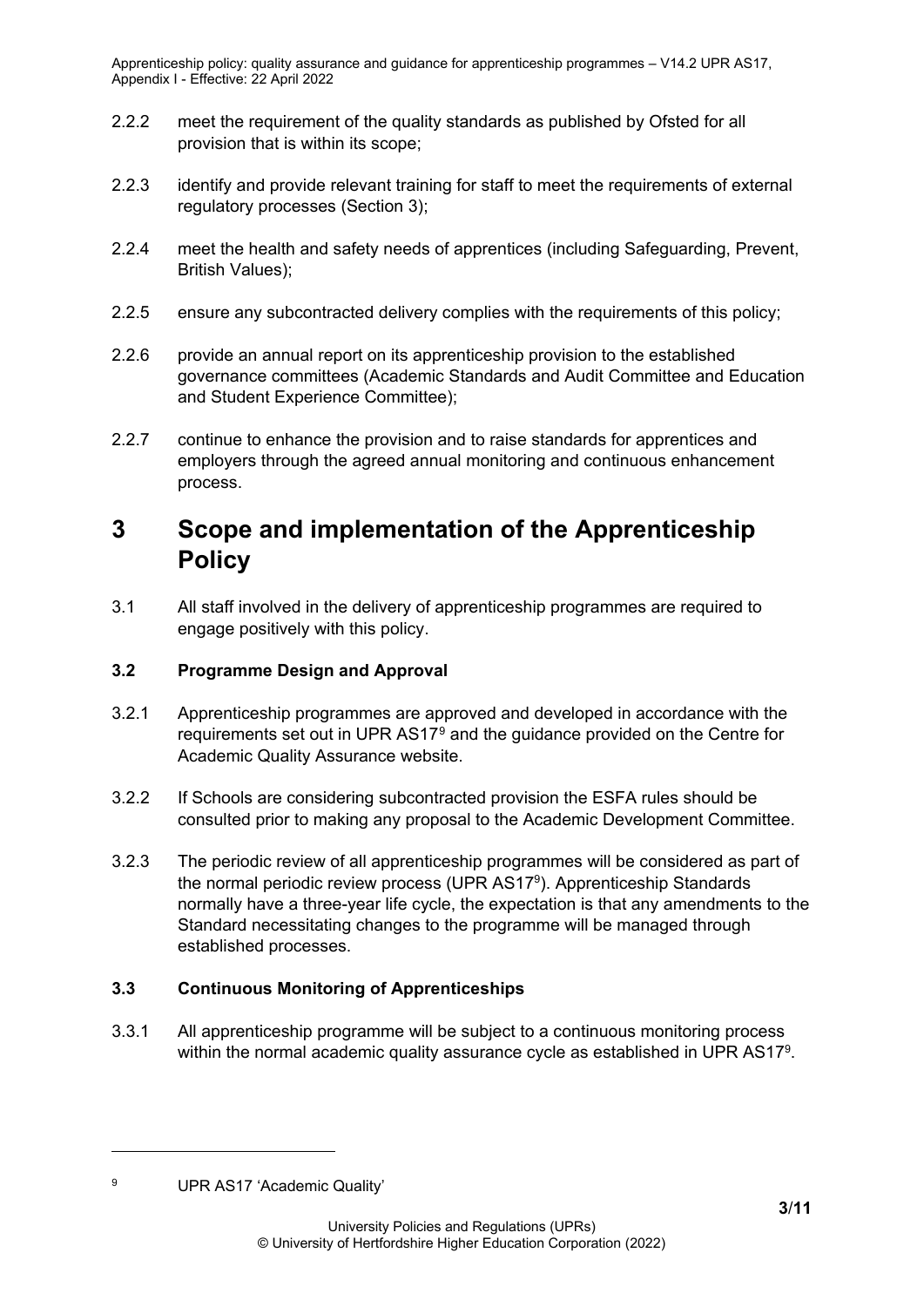2.2.2 meet the requirement of the quality standards as published by Ofsted for all provision that is within its scope;

2.2.3 identify and provide relevant training for staff to meet the requirements of external regulatory processes (Section 3);

2.2.4 meet the health and safety needs of apprentices (including Safeguarding, Prevent, British Values);

2.2.5 ensure any subcontracted delivery complies with the requirements of this policy;

2.2.6 provide an annual report on its apprenticeship provision to the established governance committees (Academic Standards and Audit Committee and Education and Student Experience Committee);

2.2.7 continue to enhance the provision and to raise standards for apprentices and employers through the agreed annual monitoring and continuous enhancement process.

# 3 Scope and implementation of the Apprenticeship Policy

3.1 All staff involved in the delivery of apprenticeship programmes are required to engage positively with this policy.

### 3.2 Programme Design and Approval

3.2.1 Apprenticeship programmes are approved and developed in accordance with the requirements set out in UPR AS17[9] and the guidance provided on the Centre for Academic Quality Assurance website.

3.2.2 If Schools are considering subcontracted provision the ESFA rules should be consulted prior to making any proposal to the Academic Development Committee.

3.2.3 The periodic review of all apprenticeship programmes will be considered as part of the normal periodic review process (UPR AS17[9]). Apprenticeship Standards normally have a three-year life cycle, the expectation is that any amendments to the Standard necessitating changes to the programme will be managed through established processes.

### 3.3 Continuous Monitoring of Apprenticeships

3.3.1 All apprenticeship programme will be subject to a continuous monitoring process within the normal academic quality assurance cycle as established in UPR AS17[9].

---

[9] UPR AS17 'Academic Quality'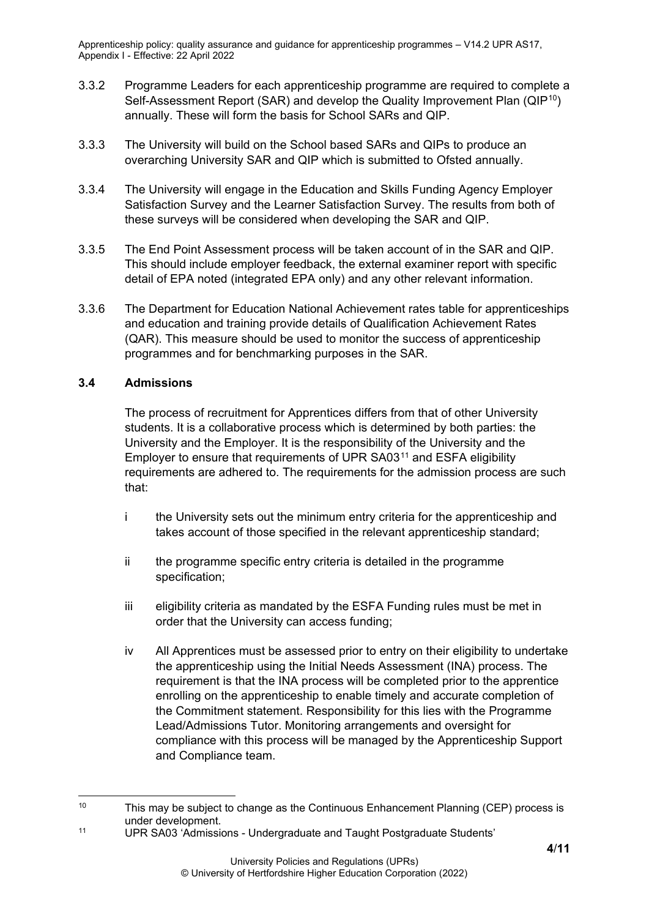3.3.2 Programme Leaders for each apprenticeship programme are required to complete a Self-Assessment Report (SAR) and develop the Quality Improvement Plan (QIP[10]) annually. These will form the basis for School SARs and QIP.

3.3.3 The University will build on the School based SARs and QIPs to produce an overarching University SAR and QIP which is submitted to Ofsted annually.

3.3.4 The University will engage in the Education and Skills Funding Agency Employer Satisfaction Survey and the Learner Satisfaction Survey. The results from both of these surveys will be considered when developing the SAR and QIP.

3.3.5 The End Point Assessment process will be taken account of in the SAR and QIP. This should include employer feedback, the external examiner report with specific detail of EPA noted (integrated EPA only) and any other relevant information.

3.3.6 The Department for Education National Achievement rates table for apprenticeships and education and training provide details of Qualification Achievement Rates (QAR). This measure should be used to monitor the success of apprenticeship programmes and for benchmarking purposes in the SAR.

### 3.4 Admissions

The process of recruitment for Apprentices differs from that of other University students. It is a collaborative process which is determined by both parties: the University and the Employer. It is the responsibility of the University and the Employer to ensure that requirements of UPR SA03[11] and ESFA eligibility requirements are adhered to. The requirements for the admission process are such that:

i the University sets out the minimum entry criteria for the apprenticeship and takes account of those specified in the relevant apprenticeship standard;

ii the programme specific entry criteria is detailed in the programme specification;

iii eligibility criteria as mandated by the ESFA Funding rules must be met in order that the University can access funding;

iv All Apprentices must be assessed prior to entry on their eligibility to undertake the apprenticeship using the Initial Needs Assessment (INA) process. The requirement is that the INA process will be completed prior to the apprentice enrolling on the apprenticeship to enable timely and accurate completion of the Commitment statement. Responsibility for this lies with the Programme Lead/Admissions Tutor. Monitoring arrangements and oversight for compliance with this process will be managed by the Apprenticeship Support and Compliance team.

---

[10] This may be subject to change as the Continuous Enhancement Planning (CEP) process is under development.

[11] UPR SA03 'Admissions - Undergraduate and Taught Postgraduate Students'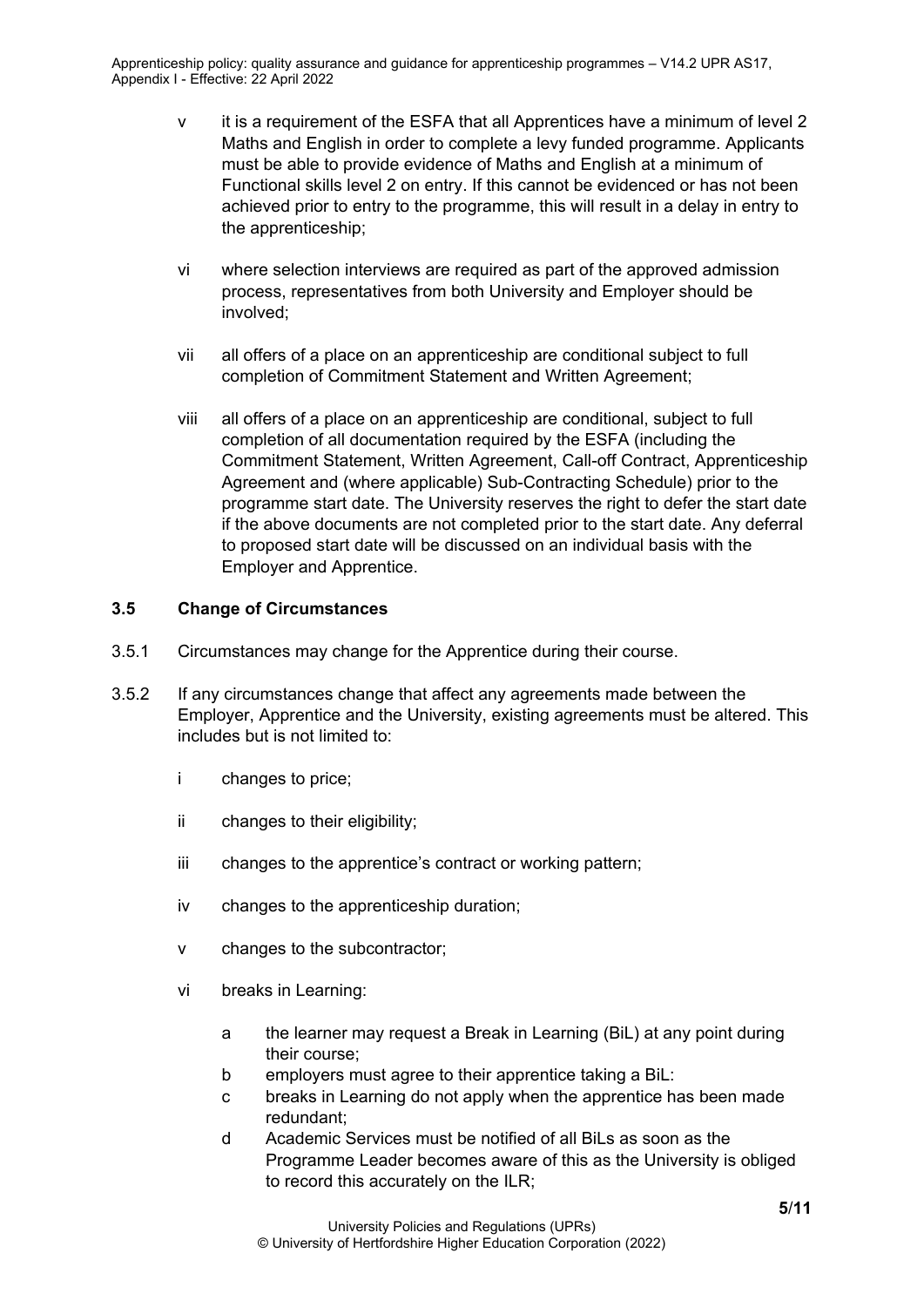v it is a requirement of the ESFA that all Apprentices have a minimum of level 2 Maths and English in order to complete a levy funded programme. Applicants must be able to provide evidence of Maths and English at a minimum of Functional skills level 2 on entry. If this cannot be evidenced or has not been achieved prior to entry to the programme, this will result in a delay in entry to the apprenticeship;

vi where selection interviews are required as part of the approved admission process, representatives from both University and Employer should be involved;

vii all offers of a place on an apprenticeship are conditional subject to full completion of Commitment Statement and Written Agreement;

viii all offers of a place on an apprenticeship are conditional, subject to full completion of all documentation required by the ESFA (including the Commitment Statement, Written Agreement, Call-off Contract, Apprenticeship Agreement and (where applicable) Sub-Contracting Schedule) prior to the programme start date. The University reserves the right to defer the start date if the above documents are not completed prior to the start date. Any deferral to proposed start date will be discussed on an individual basis with the Employer and Apprentice.

### 3.5 Change of Circumstances

3.5.1 Circumstances may change for the Apprentice during their course.

3.5.2 If any circumstances change that affect any agreements made between the Employer, Apprentice and the University, existing agreements must be altered. This includes but is not limited to:

i changes to price;

ii changes to their eligibility;

iii changes to the apprentice's contract or working pattern;

iv changes to the apprenticeship duration;

v changes to the subcontractor;

vi breaks in Learning:

a the learner may request a Break in Learning (BiL) at any point during their course;
b employers must agree to their apprentice taking a BiL:
c breaks in Learning do not apply when the apprentice has been made redundant;
d Academic Services must be notified of all BiLs as soon as the Programme Leader becomes aware of this as the University is obliged to record this accurately on the ILR;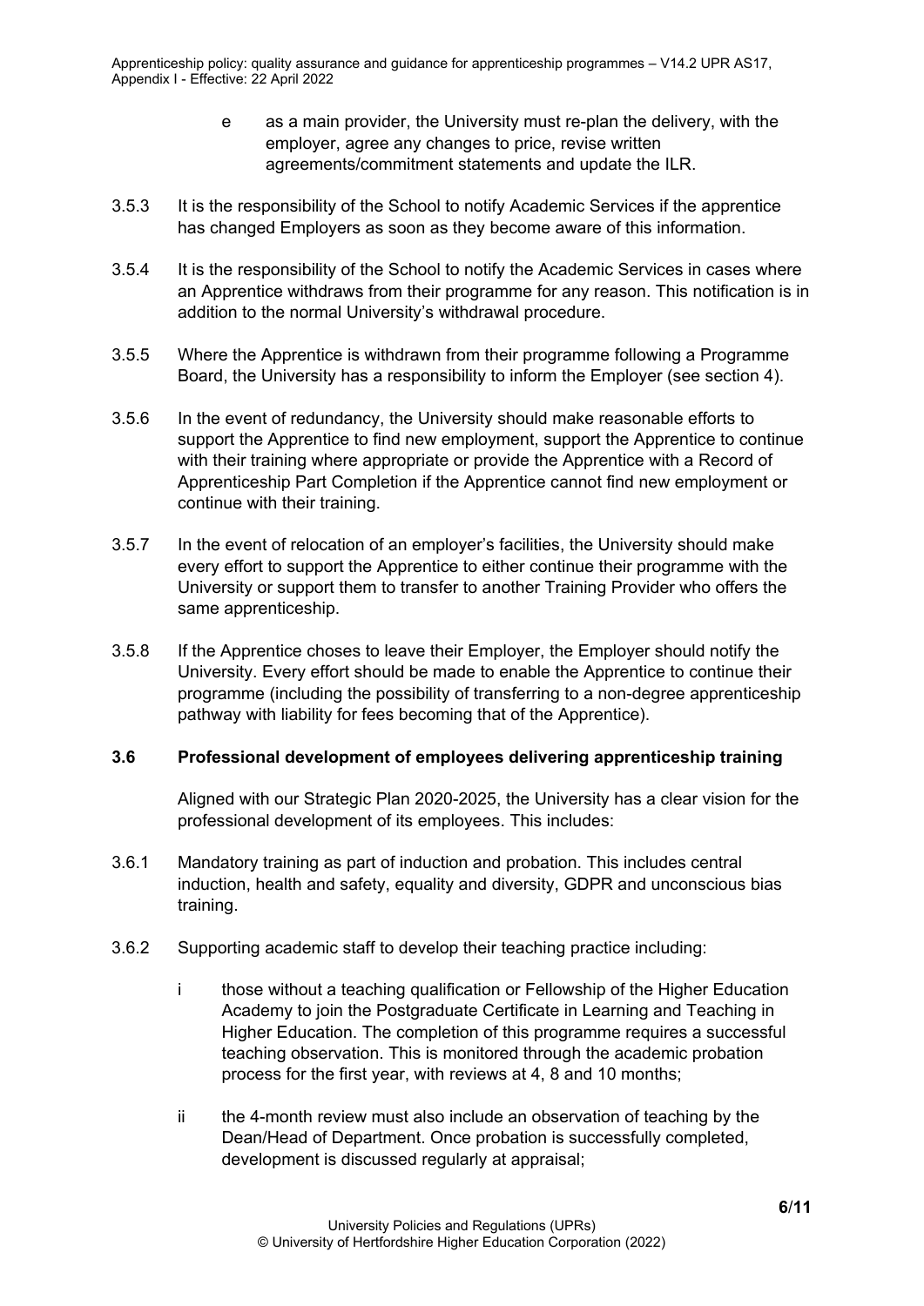e as a main provider, the University must re-plan the delivery, with the employer, agree any changes to price, revise written agreements/commitment statements and update the ILR.

3.5.3 It is the responsibility of the School to notify Academic Services if the apprentice has changed Employers as soon as they become aware of this information.

3.5.4 It is the responsibility of the School to notify the Academic Services in cases where an Apprentice withdraws from their programme for any reason. This notification is in addition to the normal University's withdrawal procedure.

3.5.5 Where the Apprentice is withdrawn from their programme following a Programme Board, the University has a responsibility to inform the Employer (see section 4).

3.5.6 In the event of redundancy, the University should make reasonable efforts to support the Apprentice to find new employment, support the Apprentice to continue with their training where appropriate or provide the Apprentice with a Record of Apprenticeship Part Completion if the Apprentice cannot find new employment or continue with their training.

3.5.7 In the event of relocation of an employer's facilities, the University should make every effort to support the Apprentice to either continue their programme with the University or support them to transfer to another Training Provider who offers the same apprenticeship.

3.5.8 If the Apprentice choses to leave their Employer, the Employer should notify the University. Every effort should be made to enable the Apprentice to continue their programme (including the possibility of transferring to a non-degree apprenticeship pathway with liability for fees becoming that of the Apprentice).

### 3.6 Professional development of employees delivering apprenticeship training

Aligned with our Strategic Plan 2020-2025, the University has a clear vision for the professional development of its employees. This includes:

3.6.1 Mandatory training as part of induction and probation. This includes central induction, health and safety, equality and diversity, GDPR and unconscious bias training.

3.6.2 Supporting academic staff to develop their teaching practice including:

i those without a teaching qualification or Fellowship of the Higher Education Academy to join the Postgraduate Certificate in Learning and Teaching in Higher Education. The completion of this programme requires a successful teaching observation. This is monitored through the academic probation process for the first year, with reviews at 4, 8 and 10 months;

ii the 4-month review must also include an observation of teaching by the Dean/Head of Department. Once probation is successfully completed, development is discussed regularly at appraisal;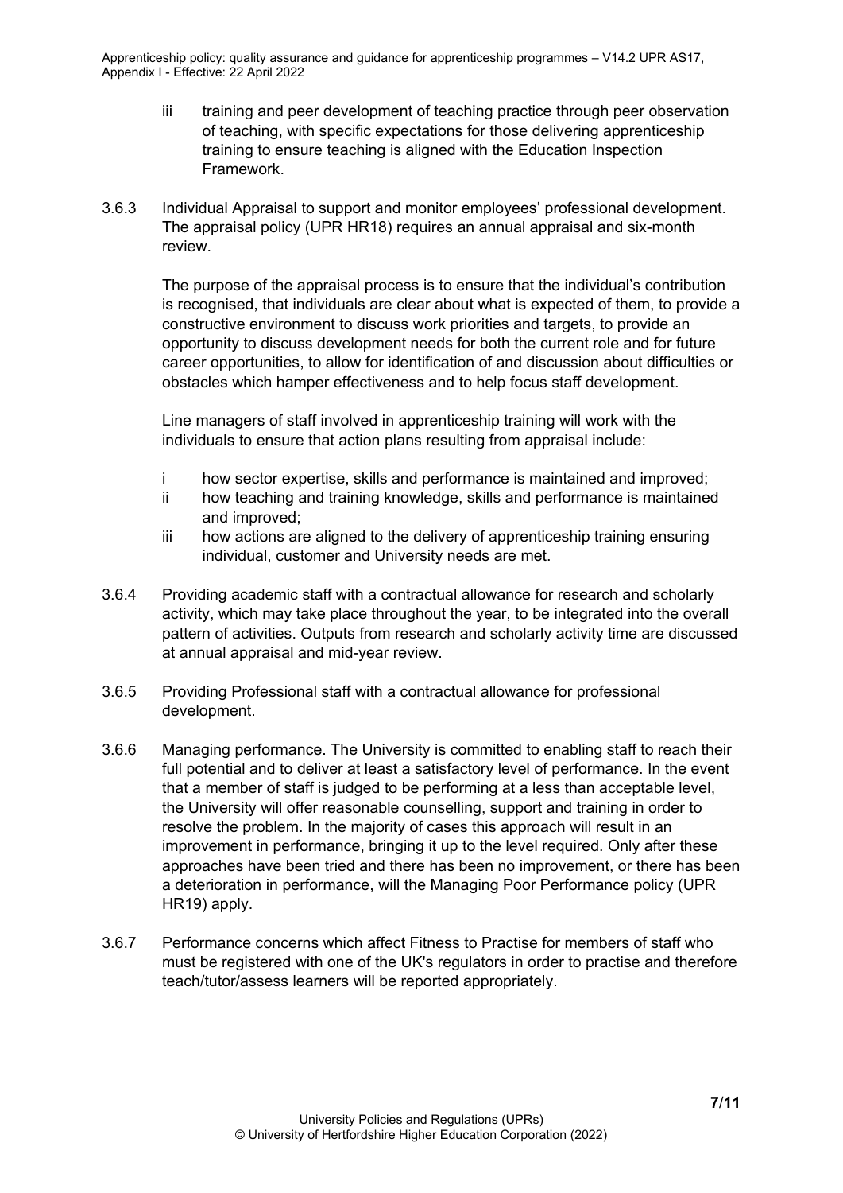iii training and peer development of teaching practice through peer observation of teaching, with specific expectations for those delivering apprenticeship training to ensure teaching is aligned with the Education Inspection Framework.

3.6.3 Individual Appraisal to support and monitor employees' professional development. The appraisal policy (UPR HR18) requires an annual appraisal and six-month review.

The purpose of the appraisal process is to ensure that the individual's contribution is recognised, that individuals are clear about what is expected of them, to provide a constructive environment to discuss work priorities and targets, to provide an opportunity to discuss development needs for both the current role and for future career opportunities, to allow for identification of and discussion about difficulties or obstacles which hamper effectiveness and to help focus staff development.

Line managers of staff involved in apprenticeship training will work with the individuals to ensure that action plans resulting from appraisal include:

i how sector expertise, skills and performance is maintained and improved;

ii how teaching and training knowledge, skills and performance is maintained and improved;

iii how actions are aligned to the delivery of apprenticeship training ensuring individual, customer and University needs are met.

3.6.4 Providing academic staff with a contractual allowance for research and scholarly activity, which may take place throughout the year, to be integrated into the overall pattern of activities. Outputs from research and scholarly activity time are discussed at annual appraisal and mid-year review.

3.6.5 Providing Professional staff with a contractual allowance for professional development.

3.6.6 Managing performance. The University is committed to enabling staff to reach their full potential and to deliver at least a satisfactory level of performance. In the event that a member of staff is judged to be performing at a less than acceptable level, the University will offer reasonable counselling, support and training in order to resolve the problem. In the majority of cases this approach will result in an improvement in performance, bringing it up to the level required. Only after these approaches have been tried and there has been no improvement, or there has been a deterioration in performance, will the Managing Poor Performance policy (UPR HR19) apply.

3.6.7 Performance concerns which affect Fitness to Practise for members of staff who must be registered with one of the UK's regulators in order to practise and therefore teach/tutor/assess learners will be reported appropriately.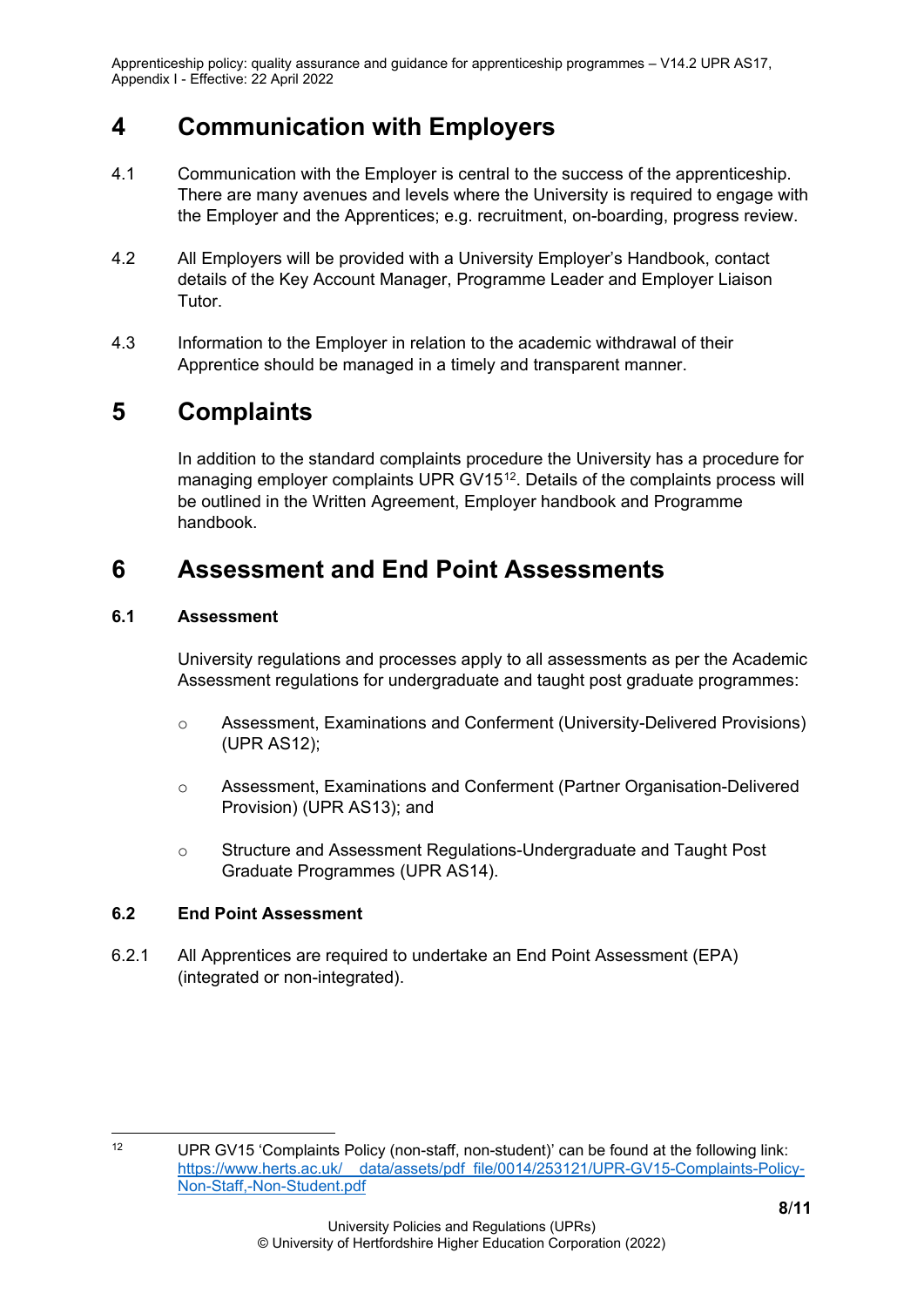## 4 Communication with Employers

4.1 Communication with the Employer is central to the success of the apprenticeship. There are many avenues and levels where the University is required to engage with the Employer and the Apprentices; e.g. recruitment, on-boarding, progress review.

4.2 All Employers will be provided with a University Employer's Handbook, contact details of the Key Account Manager, Programme Leader and Employer Liaison Tutor.

4.3 Information to the Employer in relation to the academic withdrawal of their Apprentice should be managed in a timely and transparent manner.

## 5 Complaints

In addition to the standard complaints procedure the University has a procedure for managing employer complaints UPR GV15[12]. Details of the complaints process will be outlined in the Written Agreement, Employer handbook and Programme handbook.

## 6 Assessment and End Point Assessments

### 6.1 Assessment

University regulations and processes apply to all assessments as per the Academic Assessment regulations for undergraduate and taught post graduate programmes:

- Assessment, Examinations and Conferment (University-Delivered Provisions) (UPR AS12);
- Assessment, Examinations and Conferment (Partner Organisation-Delivered Provision) (UPR AS13); and
- Structure and Assessment Regulations-Undergraduate and Taught Post Graduate Programmes (UPR AS14).

### 6.2 End Point Assessment

6.2.1 All Apprentices are required to undertake an End Point Assessment (EPA) (integrated or non-integrated).

---

[12] UPR GV15 'Complaints Policy (non-staff, non-student)' can be found at the following link: https://www.herts.ac.uk/__data/assets/pdf_file/0014/253121/UPR-GV15-Complaints-Policy-Non-Staff,-Non-Student.pdf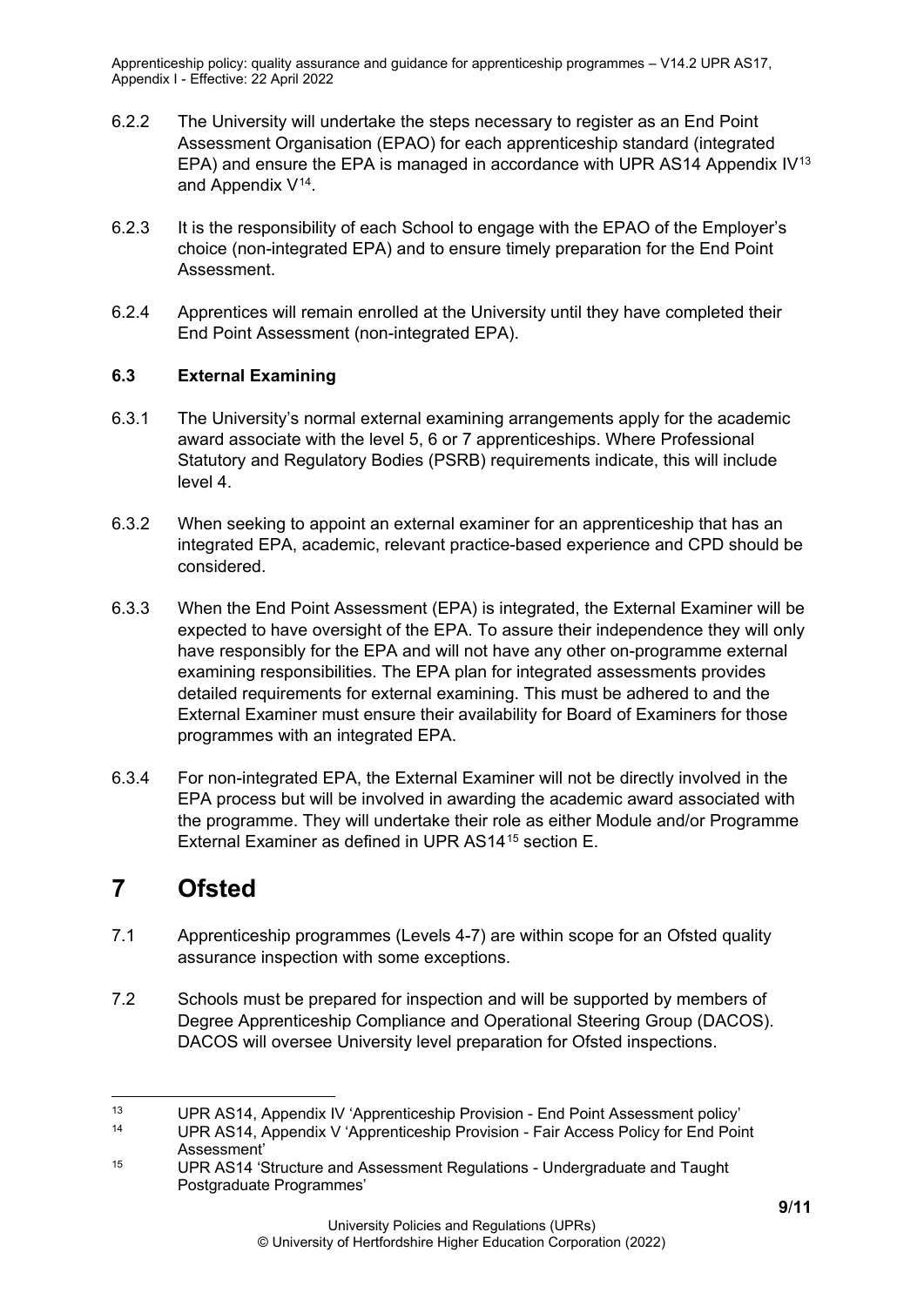6.2.2 The University will undertake the steps necessary to register as an End Point Assessment Organisation (EPAO) for each apprenticeship standard (integrated EPA) and ensure the EPA is managed in accordance with UPR AS14 Appendix IV[13] and Appendix V[14].

6.2.3 It is the responsibility of each School to engage with the EPAO of the Employer's choice (non-integrated EPA) and to ensure timely preparation for the End Point Assessment.

6.2.4 Apprentices will remain enrolled at the University until they have completed their End Point Assessment (non-integrated EPA).

### 6.3 External Examining

6.3.1 The University's normal external examining arrangements apply for the academic award associate with the level 5, 6 or 7 apprenticeships. Where Professional Statutory and Regulatory Bodies (PSRB) requirements indicate, this will include level 4.

6.3.2 When seeking to appoint an external examiner for an apprenticeship that has an integrated EPA, academic, relevant practice-based experience and CPD should be considered.

6.3.3 When the End Point Assessment (EPA) is integrated, the External Examiner will be expected to have oversight of the EPA. To assure their independence they will only have responsibly for the EPA and will not have any other on-programme external examining responsibilities. The EPA plan for integrated assessments provides detailed requirements for external examining. This must be adhered to and the External Examiner must ensure their availability for Board of Examiners for those programmes with an integrated EPA.

6.3.4 For non-integrated EPA, the External Examiner will not be directly involved in the EPA process but will be involved in awarding the academic award associated with the programme. They will undertake their role as either Module and/or Programme External Examiner as defined in UPR AS14[15] section E.

# 7 Ofsted

7.1 Apprenticeship programmes (Levels 4-7) are within scope for an Ofsted quality assurance inspection with some exceptions.

7.2 Schools must be prepared for inspection and will be supported by members of Degree Apprenticeship Compliance and Operational Steering Group (DACOS). DACOS will oversee University level preparation for Ofsted inspections.

---

[13] UPR AS14, Appendix IV 'Apprenticeship Provision - End Point Assessment policy'

[14] UPR AS14, Appendix V 'Apprenticeship Provision - Fair Access Policy for End Point Assessment'

[15] UPR AS14 'Structure and Assessment Regulations - Undergraduate and Taught Postgraduate Programmes'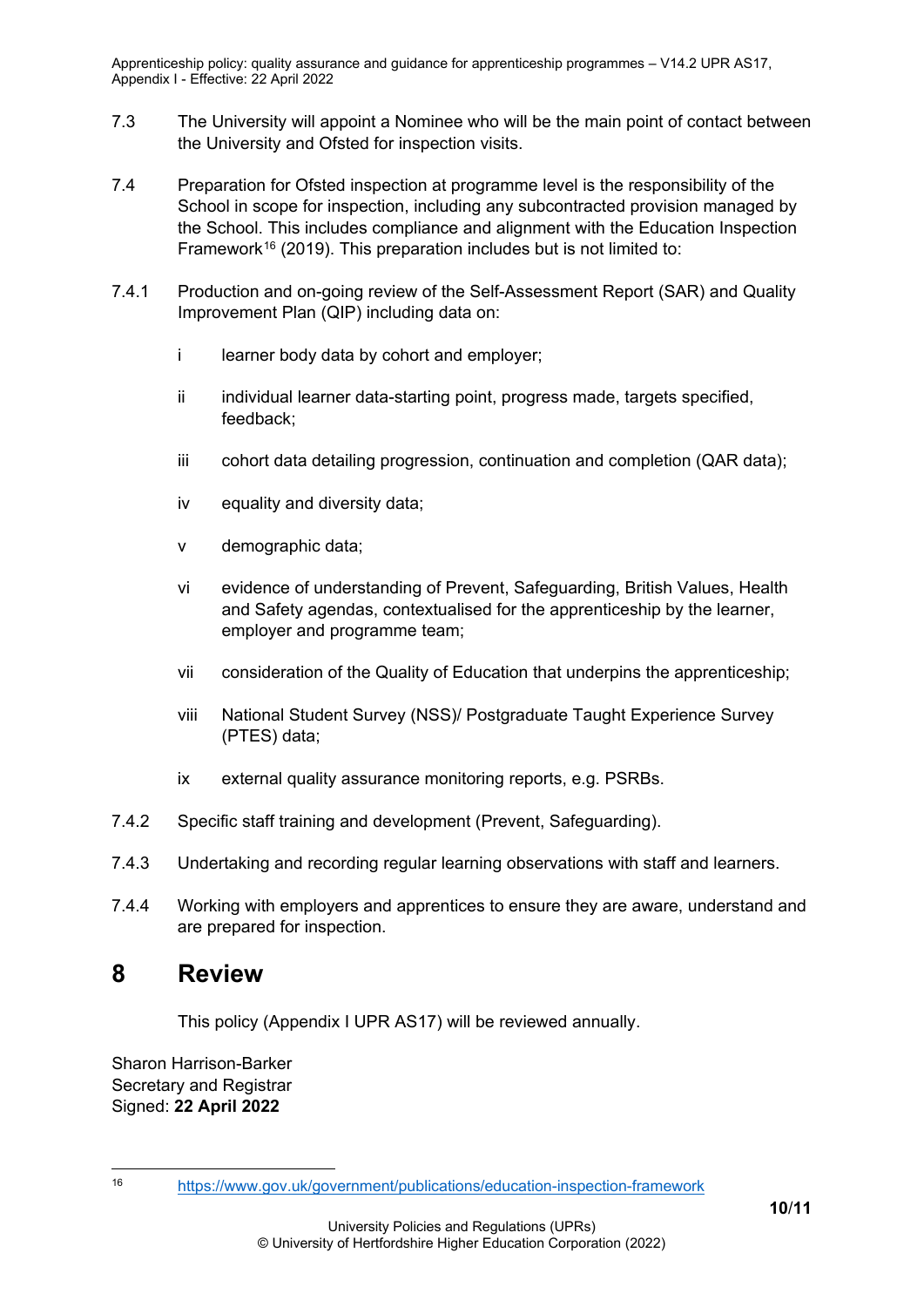7.3 The University will appoint a Nominee who will be the main point of contact between the University and Ofsted for inspection visits.

7.4 Preparation for Ofsted inspection at programme level is the responsibility of the School in scope for inspection, including any subcontracted provision managed by the School. This includes compliance and alignment with the Education Inspection Framework[16] (2019). This preparation includes but is not limited to:

7.4.1 Production and on-going review of the Self-Assessment Report (SAR) and Quality Improvement Plan (QIP) including data on:

- i learner body data by cohort and employer;
- ii individual learner data-starting point, progress made, targets specified, feedback;
- iii cohort data detailing progression, continuation and completion (QAR data);
- iv equality and diversity data;
- v demographic data;
- vi evidence of understanding of Prevent, Safeguarding, British Values, Health and Safety agendas, contextualised for the apprenticeship by the learner, employer and programme team;
- vii consideration of the Quality of Education that underpins the apprenticeship;
- viii National Student Survey (NSS)/ Postgraduate Taught Experience Survey (PTES) data;
- ix external quality assurance monitoring reports, e.g. PSRBs.

7.4.2 Specific staff training and development (Prevent, Safeguarding).

7.4.3 Undertaking and recording regular learning observations with staff and learners.

7.4.4 Working with employers and apprentices to ensure they are aware, understand and are prepared for inspection.

# 8 Review

This policy (Appendix I UPR AS17) will be reviewed annually.

Sharon Harrison-Barker
Secretary and Registrar
Signed: **22 April 2022**

[16] https://www.gov.uk/government/publications/education-inspection-framework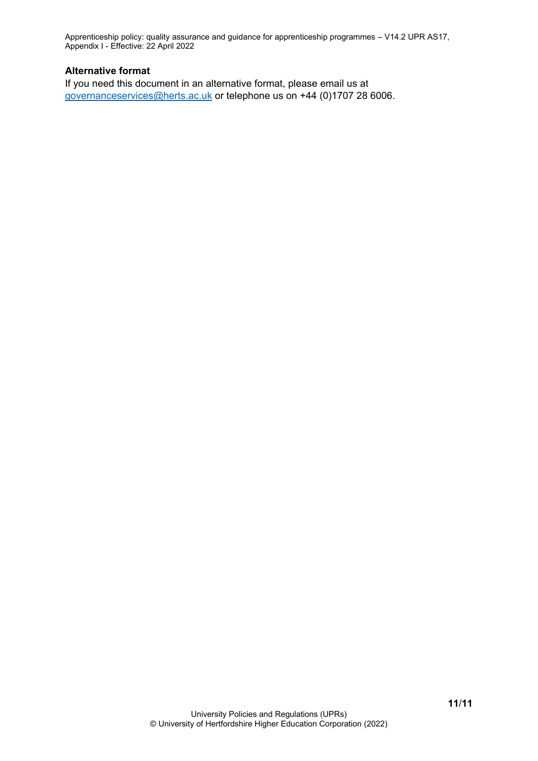**Alternative format**

If you need this document in an alternative format, please email us at governanceservices@herts.ac.uk or telephone us on +44 (0)1707 28 6006.